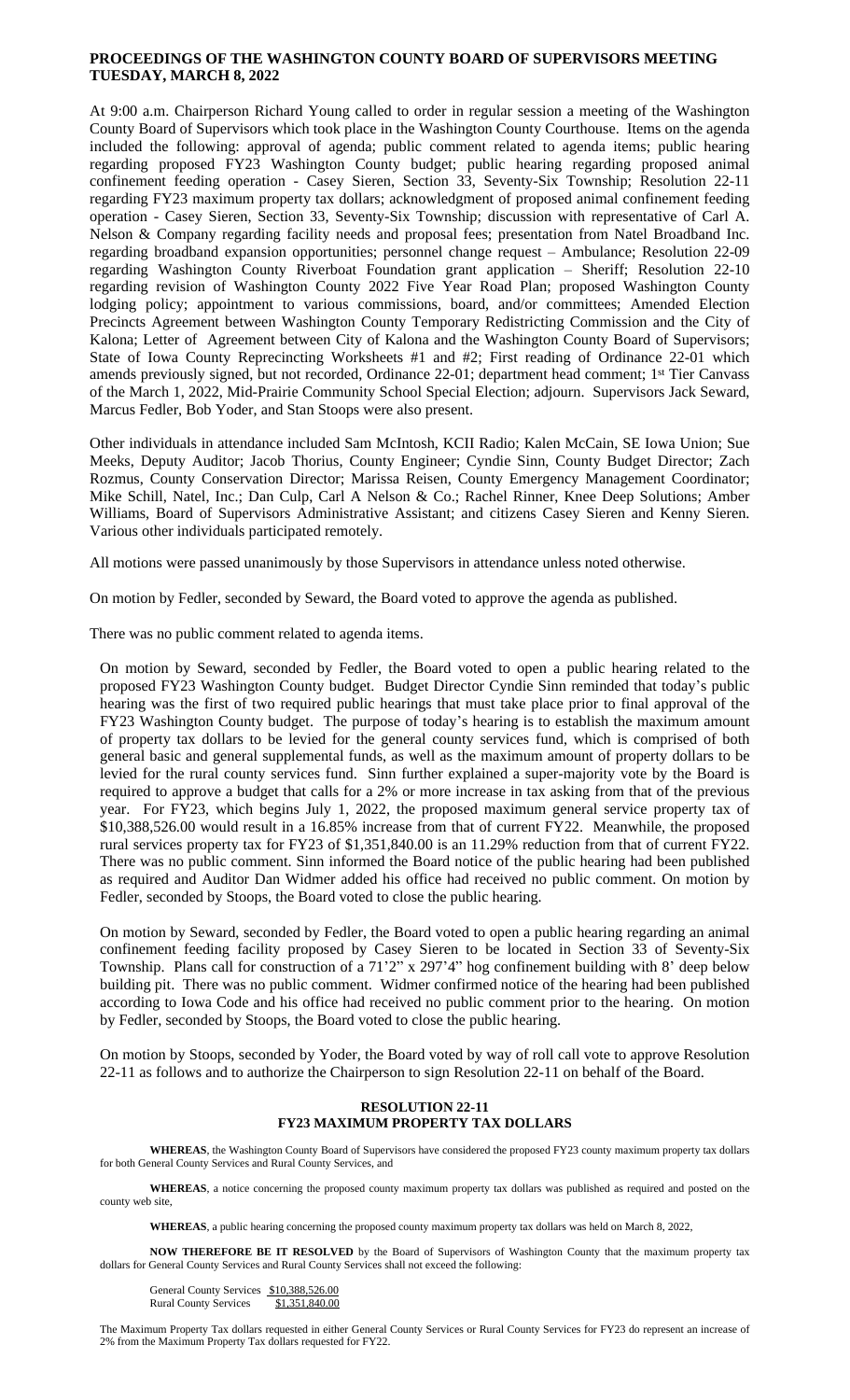**PROCEEDINGS OF THE WASHINGTON COUNTY BOARD OF SUPERVISORS MEETING TUESDAY, MARCH 8, 2022**

At 9:00 a.m. Chairperson Richard Young called to order in regular session a meeting of the Washington County Board of Supervisors which took place in the Washington County Courthouse. Items on the agenda included the following: approval of agenda; public comment related to agenda items; public hearing regarding proposed FY23 Washington County budget; public hearing regarding proposed animal confinement feeding operation - Casey Sieren, Section 33, Seventy-Six Township; Resolution 22-11 regarding FY23 maximum property tax dollars; acknowledgment of proposed animal confinement feeding operation - Casey Sieren, Section 33, Seventy-Six Township; discussion with representative of Carl A. Nelson & Company regarding facility needs and proposal fees; presentation from Natel Broadband Inc. regarding broadband expansion opportunities; personnel change request – Ambulance; Resolution 22-09 regarding Washington County Riverboat Foundation grant application – Sheriff; Resolution 22-10 regarding revision of Washington County 2022 Five Year Road Plan; proposed Washington County lodging policy; appointment to various commissions, board, and/or committees; Amended Election Precincts Agreement between Washington County Temporary Redistricting Commission and the City of Kalona; Letter of Agreement between City of Kalona and the Washington County Board of Supervisors; State of Iowa County Reprecincting Worksheets #1 and #2; First reading of Ordinance 22-01 which amends previously signed, but not recorded, Ordinance 22-01; department head comment; 1st Tier Canvass of the March 1, 2022, Mid-Prairie Community School Special Election; adjourn. Supervisors Jack Seward, Marcus Fedler, Bob Yoder, and Stan Stoops were also present.

Other individuals in attendance included Sam McIntosh, KCII Radio; Kalen McCain, SE Iowa Union; Sue Meeks, Deputy Auditor; Jacob Thorius, County Engineer; Cyndie Sinn, County Budget Director; Zach Rozmus, County Conservation Director; Marissa Reisen, County Emergency Management Coordinator; Mike Schill, Natel, Inc.; Dan Culp, Carl A Nelson & Co.; Rachel Rinner, Knee Deep Solutions; Amber Williams, Board of Supervisors Administrative Assistant; and citizens Casey Sieren and Kenny Sieren. Various other individuals participated remotely.

All motions were passed unanimously by those Supervisors in attendance unless noted otherwise.

On motion by Fedler, seconded by Seward, the Board voted to approve the agenda as published.

There was no public comment related to agenda items.

On motion by Seward, seconded by Fedler, the Board voted to open a public hearing related to the proposed FY23 Washington County budget. Budget Director Cyndie Sinn reminded that today's public hearing was the first of two required public hearings that must take place prior to final approval of the FY23 Washington County budget. The purpose of today's hearing is to establish the maximum amount of property tax dollars to be levied for the general county services fund, which is comprised of both general basic and general supplemental funds, as well as the maximum amount of property dollars to be levied for the rural county services fund. Sinn further explained a super-majority vote by the Board is required to approve a budget that calls for a 2% or more increase in tax asking from that of the previous year. For FY23, which begins July 1, 2022, the proposed maximum general service property tax of $10,388,526.00 would result in a 16.85% increase from that of current FY22. Meanwhile, the proposed rural services property tax for FY23 of $1,351,840.00 is an 11.29% reduction from that of current FY22. There was no public comment. Sinn informed the Board notice of the public hearing had been published as required and Auditor Dan Widmer added his office had received no public comment. On motion by Fedler, seconded by Stoops, the Board voted to close the public hearing.

On motion by Seward, seconded by Fedler, the Board voted to open a public hearing regarding an animal confinement feeding facility proposed by Casey Sieren to be located in Section 33 of Seventy-Six Township. Plans call for construction of a 71'2" x 297'4" hog confinement building with 8' deep below building pit. There was no public comment. Widmer confirmed notice of the hearing had been published according to Iowa Code and his office had received no public comment prior to the hearing. On motion by Fedler, seconded by Stoops, the Board voted to close the public hearing.

On motion by Stoops, seconded by Yoder, the Board voted by way of roll call vote to approve Resolution 22-11 as follows and to authorize the Chairperson to sign Resolution 22-11 on behalf of the Board.

**RESOLUTION 22-11**
**FY23 MAXIMUM PROPERTY TAX DOLLARS**

**WHEREAS**, the Washington County Board of Supervisors have considered the proposed FY23 county maximum property tax dollars for both General County Services and Rural County Services, and

**WHEREAS**, a notice concerning the proposed county maximum property tax dollars was published as required and posted on the county web site,

**WHEREAS**, a public hearing concerning the proposed county maximum property tax dollars was held on March 8, 2022,

**NOW THEREFORE BE IT RESOLVED** by the Board of Supervisors of Washington County that the maximum property tax dollars for General County Services and Rural County Services shall not exceed the following:

General County Services $10,388,526.00
Rural County Services $1,351,840.00

The Maximum Property Tax dollars requested in either General County Services or Rural County Services for FY23 do represent an increase of 2% from the Maximum Property Tax dollars requested for FY22.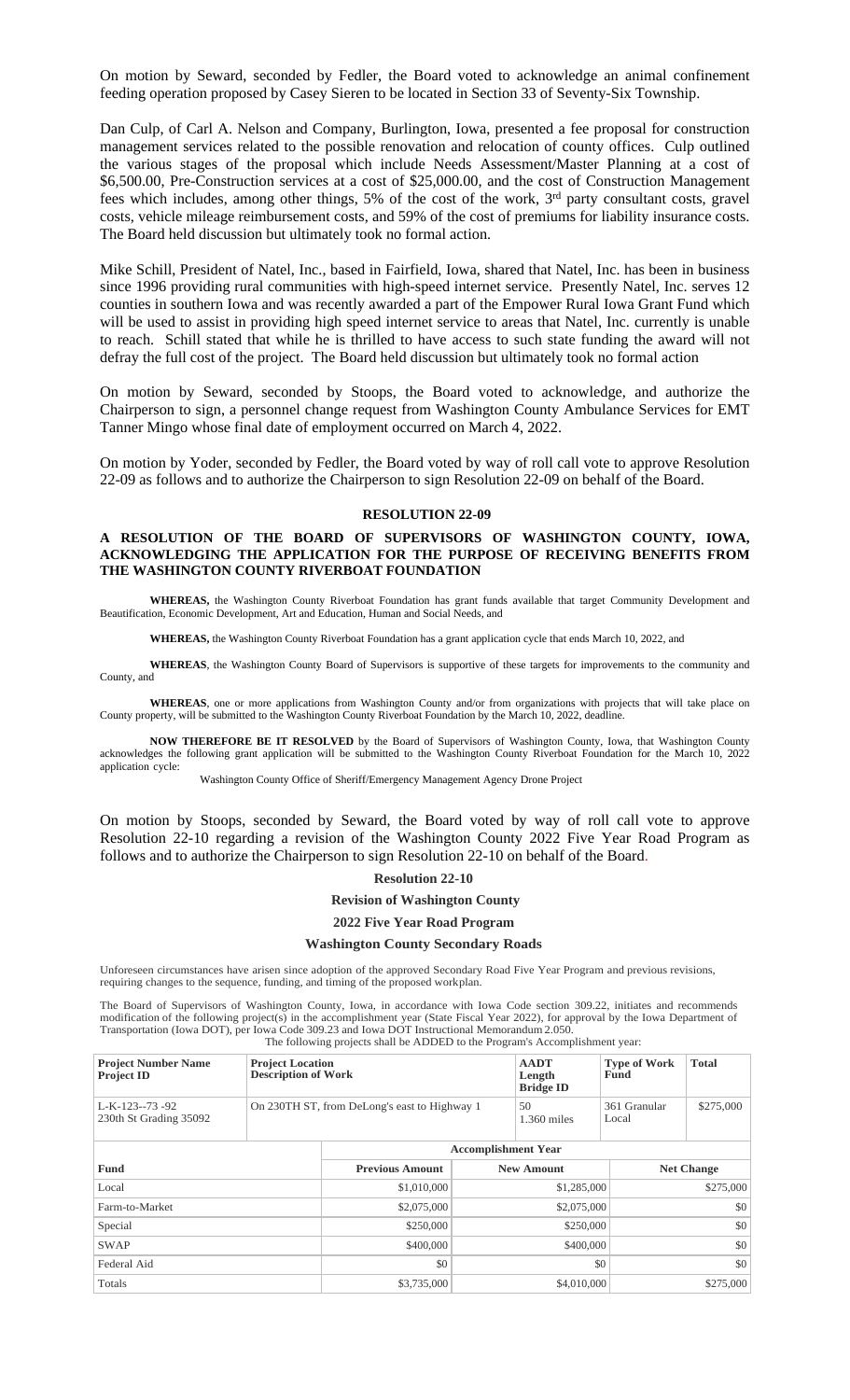On motion by Seward, seconded by Fedler, the Board voted to acknowledge an animal confinement feeding operation proposed by Casey Sieren to be located in Section 33 of Seventy-Six Township.

Dan Culp, of Carl A. Nelson and Company, Burlington, Iowa, presented a fee proposal for construction management services related to the possible renovation and relocation of county offices. Culp outlined the various stages of the proposal which include Needs Assessment/Master Planning at a cost of $6,500.00, Pre-Construction services at a cost of $25,000.00, and the cost of Construction Management fees which includes, among other things, 5% of the cost of the work, 3rd party consultant costs, gravel costs, vehicle mileage reimbursement costs, and 59% of the cost of premiums for liability insurance costs. The Board held discussion but ultimately took no formal action.

Mike Schill, President of Natel, Inc., based in Fairfield, Iowa, shared that Natel, Inc. has been in business since 1996 providing rural communities with high-speed internet service. Presently Natel, Inc. serves 12 counties in southern Iowa and was recently awarded a part of the Empower Rural Iowa Grant Fund which will be used to assist in providing high speed internet service to areas that Natel, Inc. currently is unable to reach. Schill stated that while he is thrilled to have access to such state funding the award will not defray the full cost of the project. The Board held discussion but ultimately took no formal action

On motion by Seward, seconded by Stoops, the Board voted to acknowledge, and authorize the Chairperson to sign, a personnel change request from Washington County Ambulance Services for EMT Tanner Mingo whose final date of employment occurred on March 4, 2022.

On motion by Yoder, seconded by Fedler, the Board voted by way of roll call vote to approve Resolution 22-09 as follows and to authorize the Chairperson to sign Resolution 22-09 on behalf of the Board.

**RESOLUTION 22-09**

**A RESOLUTION OF THE BOARD OF SUPERVISORS OF WASHINGTON COUNTY, IOWA, ACKNOWLEDGING THE APPLICATION FOR THE PURPOSE OF RECEIVING BENEFITS FROM THE WASHINGTON COUNTY RIVERBOAT FOUNDATION**

**WHEREAS,** the Washington County Riverboat Foundation has grant funds available that target Community Development and Beautification, Economic Development, Art and Education, Human and Social Needs, and

**WHEREAS,** the Washington County Riverboat Foundation has a grant application cycle that ends March 10, 2022, and

**WHEREAS**, the Washington County Board of Supervisors is supportive of these targets for improvements to the community and County, and

**WHEREAS**, one or more applications from Washington County and/or from organizations with projects that will take place on County property, will be submitted to the Washington County Riverboat Foundation by the March 10, 2022, deadline.

**NOW THEREFORE BE IT RESOLVED** by the Board of Supervisors of Washington County, Iowa, that Washington County acknowledges the following grant application will be submitted to the Washington County Riverboat Foundation for the March 10, 2022 application cycle:

Washington County Office of Sheriff/Emergency Management Agency Drone Project

On motion by Stoops, seconded by Seward, the Board voted by way of roll call vote to approve Resolution 22-10 regarding a revision of the Washington County 2022 Five Year Road Program as follows and to authorize the Chairperson to sign Resolution 22-10 on behalf of the Board.

**Resolution 22-10**

**Revision of Washington County**

**2022 Five Year Road Program**

**Washington County Secondary Roads**

Unforeseen circumstances have arisen since adoption of the approved Secondary Road Five Year Program and previous revisions, requiring changes to the sequence, funding, and timing of the proposed workplan.

The Board of Supervisors of Washington County, Iowa, in accordance with Iowa Code section 309.22, initiates and recommends modification of the following project(s) in the accomplishment year (State Fiscal Year 2022), for approval by the Iowa Department of Transportation (Iowa DOT), per Iowa Code 309.23 and Iowa DOT Instructional Memorandum 2.050.

The following projects shall be ADDED to the Program's Accomplishment year:

| Project Number Name Project ID | Project Location Description of Work | AADT Length Bridge ID | Type of Work Fund | Total |
|---|---|---|---|---|
| L-K-123--73 -92 230th St Grading 35092 | On 230TH ST, from DeLong's east to Highway 1 | 50 1.360 miles | 361 Granular Local | $275,000 |

| | Accomplishment Year | | |
|---|---|---|---|
| **Fund** | **Previous Amount** | **New Amount** | **Net Change** |
| Local | $1,010,000 | $1,285,000 | $275,000 |
| Farm-to-Market | $2,075,000 | $2,075,000 | $0 |
| Special | $250,000 | $250,000 | $0 |
| SWAP | $400,000 | $400,000 | $0 |
| Federal Aid | $0 | $0 | $0 |
| Totals | $3,735,000 | $4,010,000 | $275,000 |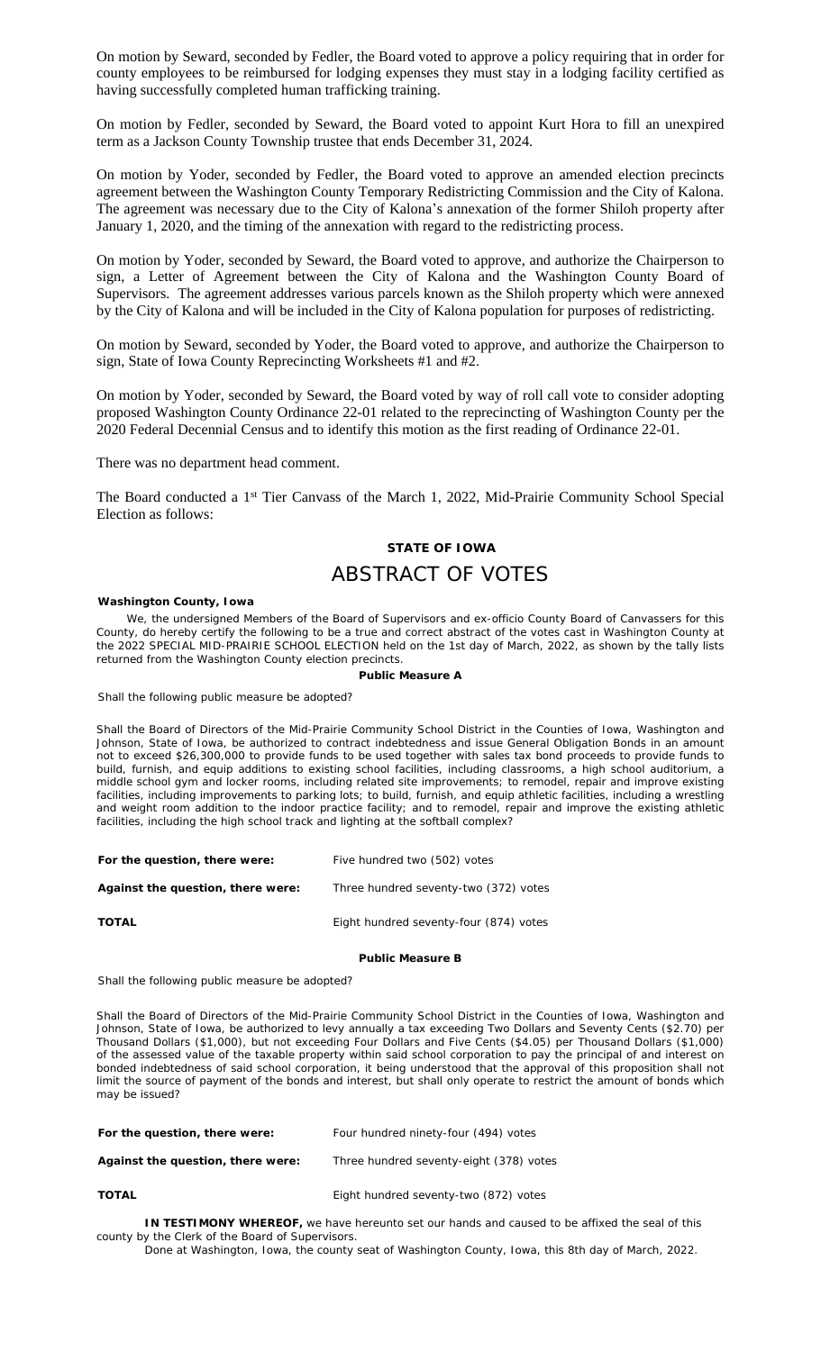On motion by Seward, seconded by Fedler, the Board voted to approve a policy requiring that in order for county employees to be reimbursed for lodging expenses they must stay in a lodging facility certified as having successfully completed human trafficking training.

On motion by Fedler, seconded by Seward, the Board voted to appoint Kurt Hora to fill an unexpired term as a Jackson County Township trustee that ends December 31, 2024.

On motion by Yoder, seconded by Fedler, the Board voted to approve an amended election precincts agreement between the Washington County Temporary Redistricting Commission and the City of Kalona. The agreement was necessary due to the City of Kalona's annexation of the former Shiloh property after January 1, 2020, and the timing of the annexation with regard to the redistricting process.

On motion by Yoder, seconded by Seward, the Board voted to approve, and authorize the Chairperson to sign, a Letter of Agreement between the City of Kalona and the Washington County Board of Supervisors. The agreement addresses various parcels known as the Shiloh property which were annexed by the City of Kalona and will be included in the City of Kalona population for purposes of redistricting.

On motion by Seward, seconded by Yoder, the Board voted to approve, and authorize the Chairperson to sign, State of Iowa County Reprecincting Worksheets #1 and #2.

On motion by Yoder, seconded by Seward, the Board voted by way of roll call vote to consider adopting proposed Washington County Ordinance 22-01 related to the reprecincting of Washington County per the 2020 Federal Decennial Census and to identify this motion as the first reading of Ordinance 22-01.

There was no department head comment.

The Board conducted a 1st Tier Canvass of the March 1, 2022, Mid-Prairie Community School Special Election as follows:

**STATE OF IOWA**

# ABSTRACT OF VOTES

**Washington County, Iowa**

We, the undersigned Members of the Board of Supervisors and ex-officio County Board of Canvassers for this County, do hereby certify the following to be a true and correct abstract of the votes cast in Washington County at the 2022 SPECIAL MID-PRAIRIE SCHOOL ELECTION held on the 1st day of March, 2022, as shown by the tally lists returned from the Washington County election precincts.

**Public Measure A**

Shall the following public measure be adopted?

Shall the Board of Directors of the Mid-Prairie Community School District in the Counties of Iowa, Washington and Johnson, State of Iowa, be authorized to contract indebtedness and issue General Obligation Bonds in an amount not to exceed $26,300,000 to provide funds to be used together with sales tax bond proceeds to provide funds to build, furnish, and equip additions to existing school facilities, including classrooms, a high school auditorium, a middle school gym and locker rooms, including related site improvements; to remodel, repair and improve existing facilities, including improvements to parking lots; to build, furnish, and equip athletic facilities, including a wrestling and weight room addition to the indoor practice facility; and to remodel, repair and improve the existing athletic facilities, including the high school track and lighting at the softball complex?

| | |
|---|---|
| **For the question, there were:** | Five hundred two (502) votes |
| **Against the question, there were:** | Three hundred seventy-two (372) votes |
| **TOTAL** | Eight hundred seventy-four (874) votes |

**Public Measure B**

Shall the following public measure be adopted?

Shall the Board of Directors of the Mid-Prairie Community School District in the Counties of Iowa, Washington and Johnson, State of Iowa, be authorized to levy annually a tax exceeding Two Dollars and Seventy Cents ($2.70) per Thousand Dollars ($1,000), but not exceeding Four Dollars and Five Cents ($4.05) per Thousand Dollars ($1,000) of the assessed value of the taxable property within said school corporation to pay the principal of and interest on bonded indebtedness of said school corporation, it being understood that the approval of this proposition shall not limit the source of payment of the bonds and interest, but shall only operate to restrict the amount of bonds which may be issued?

| | |
|---|---|
| **For the question, there were:** | Four hundred ninety-four (494) votes |
| **Against the question, there were:** | Three hundred seventy-eight (378) votes |
| **TOTAL** | Eight hundred seventy-two (872) votes |

**IN TESTIMONY WHEREOF,** we have hereunto set our hands and caused to be affixed the seal of this county by the Clerk of the Board of Supervisors.

Done at Washington, Iowa, the county seat of Washington County, Iowa, this 8th day of March, 2022.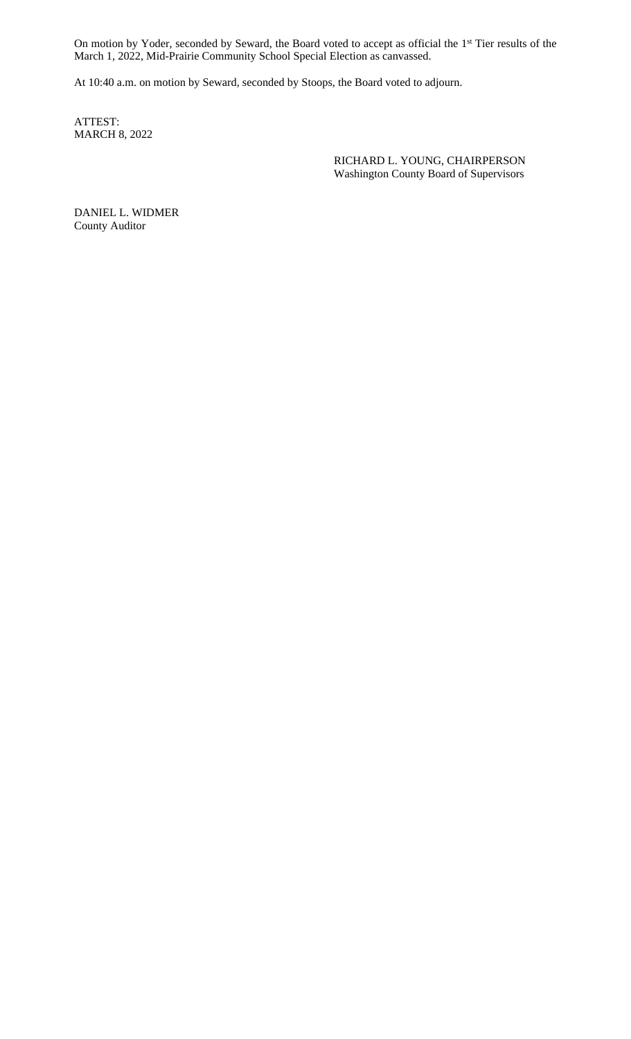On motion by Yoder, seconded by Seward, the Board voted to accept as official the 1st Tier results of the March 1, 2022, Mid-Prairie Community School Special Election as canvassed.

At 10:40 a.m. on motion by Seward, seconded by Stoops, the Board voted to adjourn.

ATTEST:
MARCH 8, 2022

RICHARD L. YOUNG, CHAIRPERSON
Washington County Board of Supervisors

DANIEL L. WIDMER
County Auditor